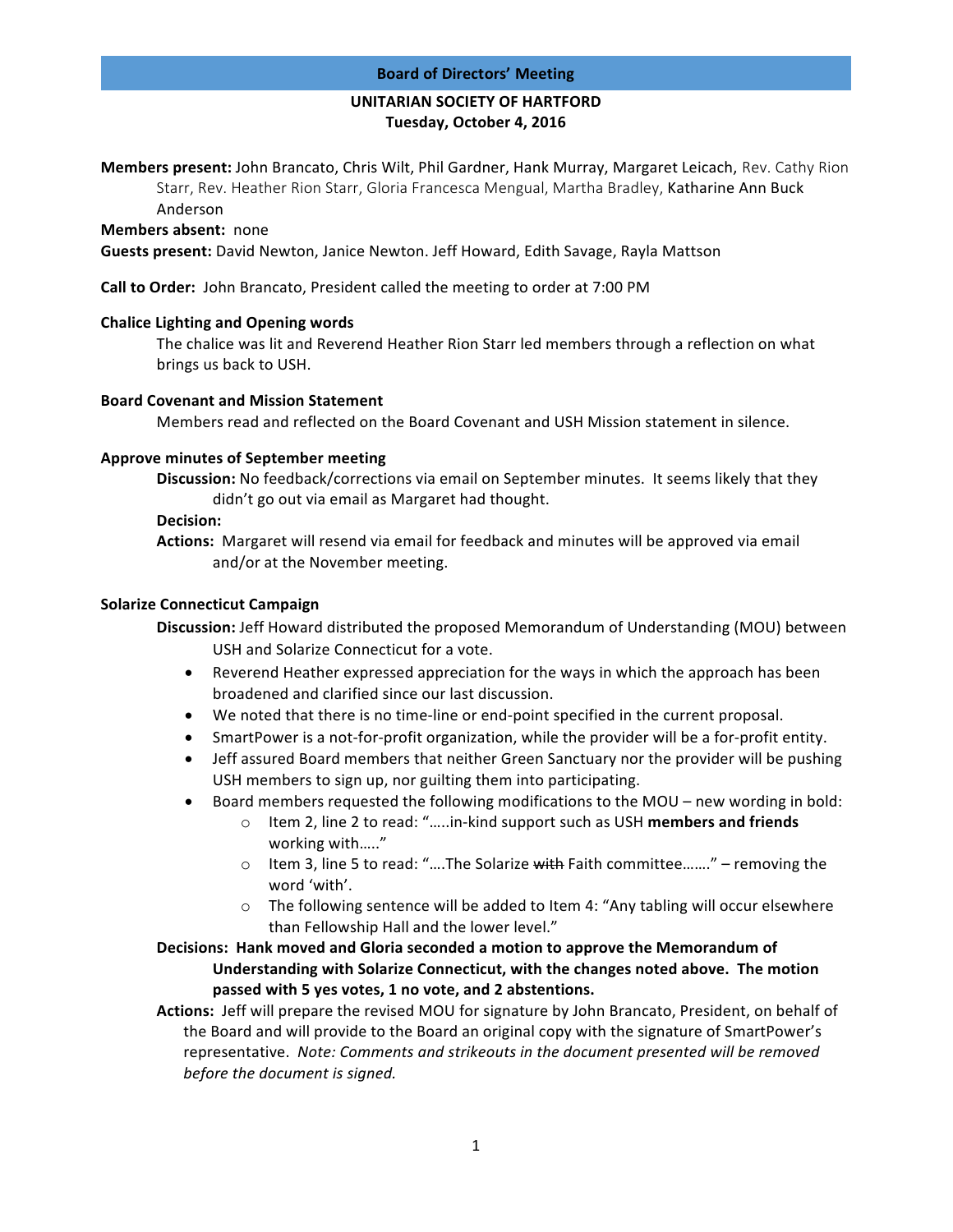# Board of Directors' Meeting

## UNITARIAN SOCIETY OF HARTFORD
## Tuesday, October 4, 2016

**Members present:** John Brancato, Chris Wilt, Phil Gardner, Hank Murray, Margaret Leicach, Rev. Cathy Rion Starr, Rev. Heather Rion Starr, Gloria Francesca Mengual, Martha Bradley, Katharine Ann Buck Anderson

**Members absent:** none

**Guests present:** David Newton, Janice Newton. Jeff Howard, Edith Savage, Rayla Mattson

**Call to Order:** John Brancato, President called the meeting to order at 7:00 PM

### Chalice Lighting and Opening words

The chalice was lit and Reverend Heather Rion Starr led members through a reflection on what brings us back to USH.

### Board Covenant and Mission Statement

Members read and reflected on the Board Covenant and USH Mission statement in silence.

### Approve minutes of September meeting

**Discussion:** No feedback/corrections via email on September minutes. It seems likely that they didn't go out via email as Margaret had thought.

**Decision:**

**Actions:** Margaret will resend via email for feedback and minutes will be approved via email and/or at the November meeting.

### Solarize Connecticut Campaign

**Discussion:** Jeff Howard distributed the proposed Memorandum of Understanding (MOU) between USH and Solarize Connecticut for a vote.

- Reverend Heather expressed appreciation for the ways in which the approach has been broadened and clarified since our last discussion.
- We noted that there is no time-line or end-point specified in the current proposal.
- SmartPower is a not-for-profit organization, while the provider will be a for-profit entity.
- Jeff assured Board members that neither Green Sanctuary nor the provider will be pushing USH members to sign up, nor guilting them into participating.
- Board members requested the following modifications to the MOU – new wording in bold:
  - Item 2, line 2 to read: "…..in-kind support such as USH **members and friends** working with….."
  - Item 3, line 5 to read: "….The Solarize ~~with~~ Faith committee……." – removing the word 'with'.
  - The following sentence will be added to Item 4: "Any tabling will occur elsewhere than Fellowship Hall and the lower level."

**Decisions: Hank moved and Gloria seconded a motion to approve the Memorandum of Understanding with Solarize Connecticut, with the changes noted above. The motion passed with 5 yes votes, 1 no vote, and 2 abstentions.**

**Actions:** Jeff will prepare the revised MOU for signature by John Brancato, President, on behalf of the Board and will provide to the Board an original copy with the signature of SmartPower's representative. *Note: Comments and strikeouts in the document presented will be removed before the document is signed.*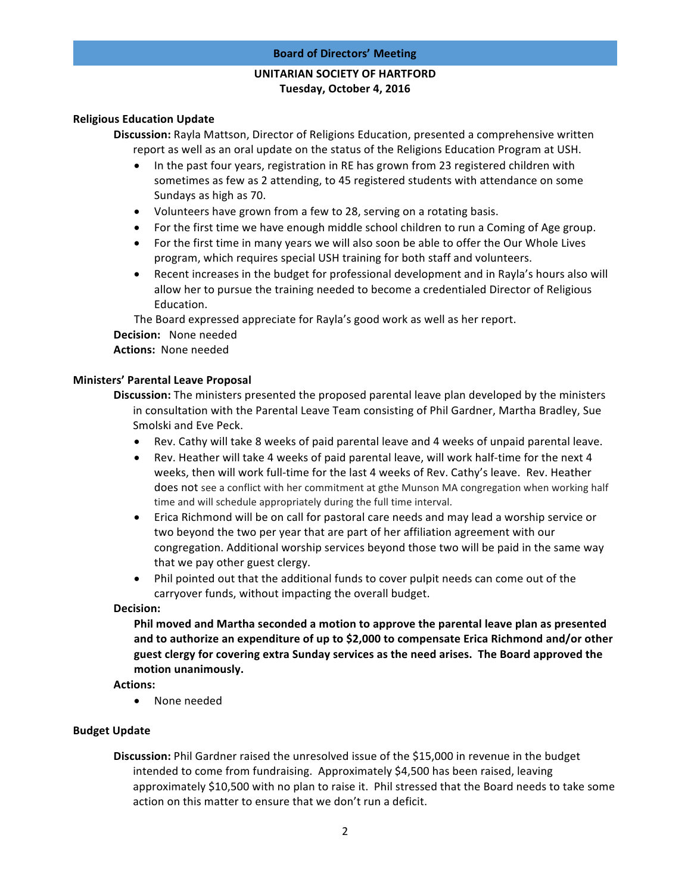## Board of Directors' Meeting

### UNITARIAN SOCIETY OF HARTFORD
### Tuesday, October 4, 2016

**Religious Education Update**

**Discussion:** Rayla Mattson, Director of Religions Education, presented a comprehensive written report as well as an oral update on the status of the Religions Education Program at USH.

- In the past four years, registration in RE has grown from 23 registered children with sometimes as few as 2 attending, to 45 registered students with attendance on some Sundays as high as 70.
- Volunteers have grown from a few to 28, serving on a rotating basis.
- For the first time we have enough middle school children to run a Coming of Age group.
- For the first time in many years we will also soon be able to offer the Our Whole Lives program, which requires special USH training for both staff and volunteers.
- Recent increases in the budget for professional development and in Rayla's hours also will allow her to pursue the training needed to become a credentialed Director of Religious Education.

The Board expressed appreciate for Rayla's good work as well as her report.

**Decision:** None needed

**Actions:** None needed

**Ministers' Parental Leave Proposal**

**Discussion:** The ministers presented the proposed parental leave plan developed by the ministers in consultation with the Parental Leave Team consisting of Phil Gardner, Martha Bradley, Sue Smolski and Eve Peck.

- Rev. Cathy will take 8 weeks of paid parental leave and 4 weeks of unpaid parental leave.
- Rev. Heather will take 4 weeks of paid parental leave, will work half-time for the next 4 weeks, then will work full-time for the last 4 weeks of Rev. Cathy's leave. Rev. Heather does not see a conflict with her commitment at gthe Munson MA congregation when working half time and will schedule appropriately during the full time interval.
- Erica Richmond will be on call for pastoral care needs and may lead a worship service or two beyond the two per year that are part of her affiliation agreement with our congregation. Additional worship services beyond those two will be paid in the same way that we pay other guest clergy.
- Phil pointed out that the additional funds to cover pulpit needs can come out of the carryover funds, without impacting the overall budget.

**Decision:**

**Phil moved and Martha seconded a motion to approve the parental leave plan as presented and to authorize an expenditure of up to $2,000 to compensate Erica Richmond and/or other guest clergy for covering extra Sunday services as the need arises. The Board approved the motion unanimously.**

**Actions:**

- None needed

**Budget Update**

**Discussion:** Phil Gardner raised the unresolved issue of the $15,000 in revenue in the budget intended to come from fundraising. Approximately $4,500 has been raised, leaving approximately $10,500 with no plan to raise it. Phil stressed that the Board needs to take some action on this matter to ensure that we don't run a deficit.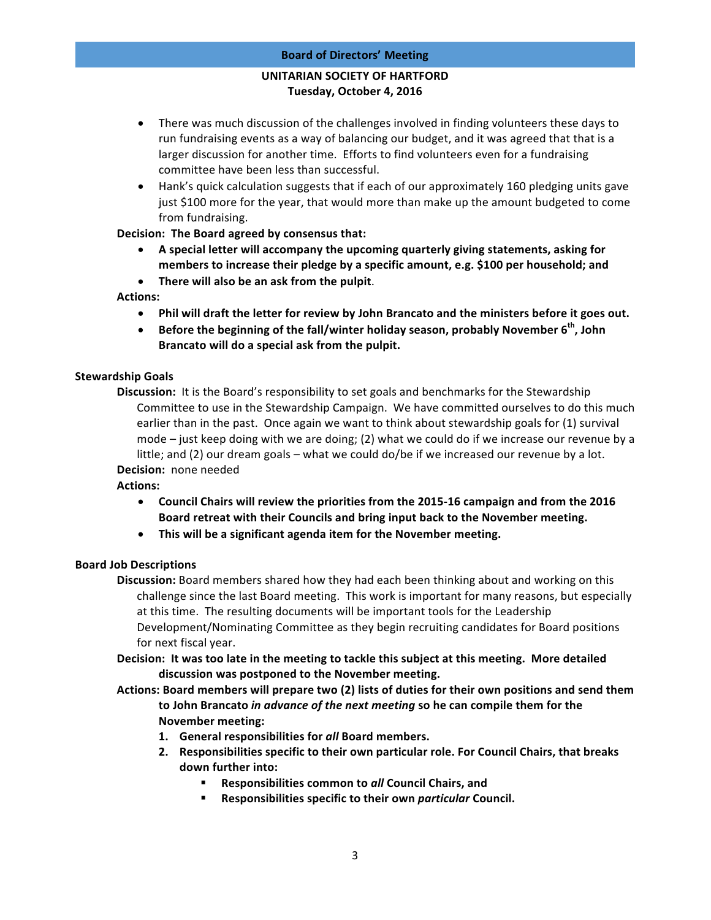- There was much discussion of the challenges involved in finding volunteers these days to run fundraising events as a way of balancing our budget, and it was agreed that that is a larger discussion for another time. Efforts to find volunteers even for a fundraising committee have been less than successful.
- Hank's quick calculation suggests that if each of our approximately 160 pledging units gave just $100 more for the year, that would more than make up the amount budgeted to come from fundraising.

**Decision: The Board agreed by consensus that:**

- **A special letter will accompany the upcoming quarterly giving statements, asking for members to increase their pledge by a specific amount, e.g. $100 per household; and**
- **There will also be an ask from the pulpit**.

**Actions:**

- **Phil will draft the letter for review by John Brancato and the ministers before it goes out.**
- **Before the beginning of the fall/winter holiday season, probably November 6th, John Brancato will do a special ask from the pulpit.**

**Stewardship Goals**

**Discussion:** It is the Board's responsibility to set goals and benchmarks for the Stewardship Committee to use in the Stewardship Campaign. We have committed ourselves to do this much earlier than in the past. Once again we want to think about stewardship goals for (1) survival mode – just keep doing with we are doing; (2) what we could do if we increase our revenue by a little; and (2) our dream goals – what we could do/be if we increased our revenue by a lot.

**Decision:** none needed

**Actions:**

- **Council Chairs will review the priorities from the 2015-16 campaign and from the 2016 Board retreat with their Councils and bring input back to the November meeting.**
- **This will be a significant agenda item for the November meeting.**

**Board Job Descriptions**

**Discussion:** Board members shared how they had each been thinking about and working on this challenge since the last Board meeting. This work is important for many reasons, but especially at this time. The resulting documents will be important tools for the Leadership Development/Nominating Committee as they begin recruiting candidates for Board positions for next fiscal year.

**Decision: It was too late in the meeting to tackle this subject at this meeting. More detailed discussion was postponed to the November meeting.**

**Actions: Board members will prepare two (2) lists of duties for their own positions and send them to John Brancato *in advance of the next meeting* so he can compile them for the November meeting:**

1. **General responsibilities for *all* Board members.**
2. **Responsibilities specific to their own particular role. For Council Chairs, that breaks down further into:**
   - **Responsibilities common to *all* Council Chairs, and**
   - **Responsibilities specific to their own *particular* Council.**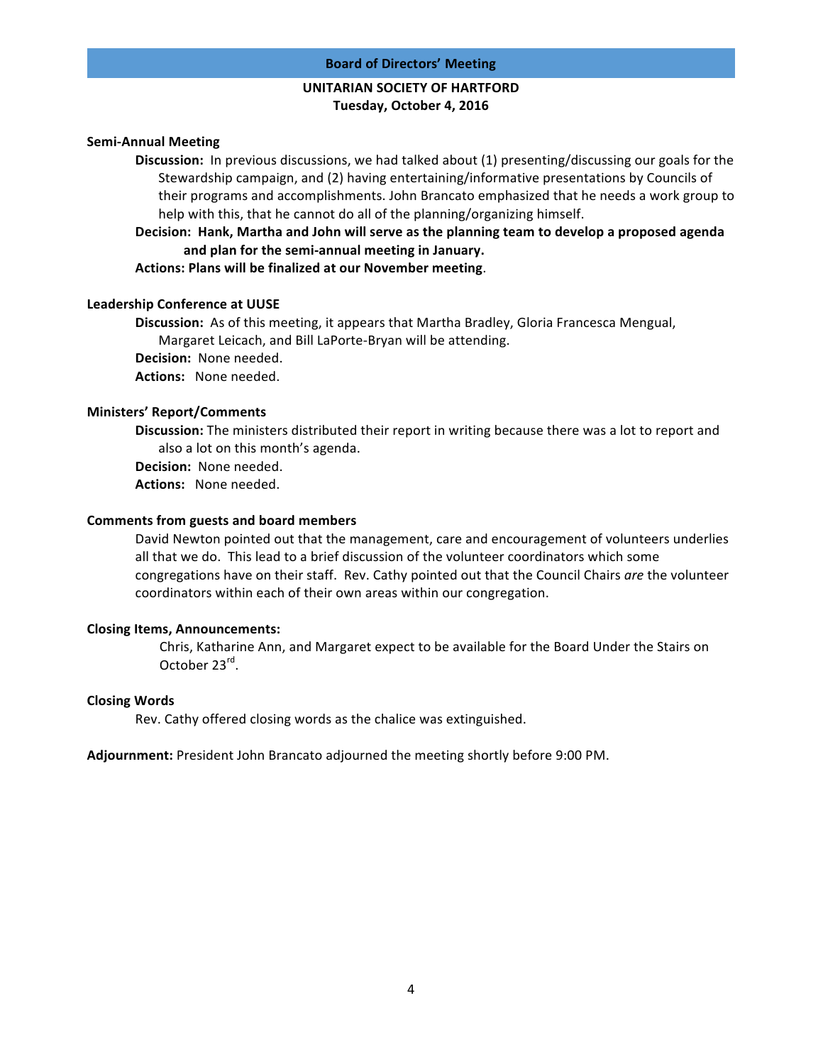**Board of Directors' Meeting**

**UNITARIAN SOCIETY OF HARTFORD**
**Tuesday, October 4, 2016**

**Semi-Annual Meeting**

**Discussion:** In previous discussions, we had talked about (1) presenting/discussing our goals for the Stewardship campaign, and (2) having entertaining/informative presentations by Councils of their programs and accomplishments. John Brancato emphasized that he needs a work group to help with this, that he cannot do all of the planning/organizing himself.

**Decision: Hank, Martha and John will serve as the planning team to develop a proposed agenda and plan for the semi-annual meeting in January.**

**Actions: Plans will be finalized at our November meeting**.

**Leadership Conference at UUSE**

**Discussion:** As of this meeting, it appears that Martha Bradley, Gloria Francesca Mengual, Margaret Leicach, and Bill LaPorte-Bryan will be attending.

**Decision:** None needed.

**Actions:** None needed.

**Ministers' Report/Comments**

**Discussion:** The ministers distributed their report in writing because there was a lot to report and also a lot on this month's agenda.

**Decision:** None needed.

**Actions:** None needed.

**Comments from guests and board members**

David Newton pointed out that the management, care and encouragement of volunteers underlies all that we do. This lead to a brief discussion of the volunteer coordinators which some congregations have on their staff. Rev. Cathy pointed out that the Council Chairs *are* the volunteer coordinators within each of their own areas within our congregation.

**Closing Items, Announcements:**

Chris, Katharine Ann, and Margaret expect to be available for the Board Under the Stairs on October 23rd.

**Closing Words**

Rev. Cathy offered closing words as the chalice was extinguished.

**Adjournment:** President John Brancato adjourned the meeting shortly before 9:00 PM.